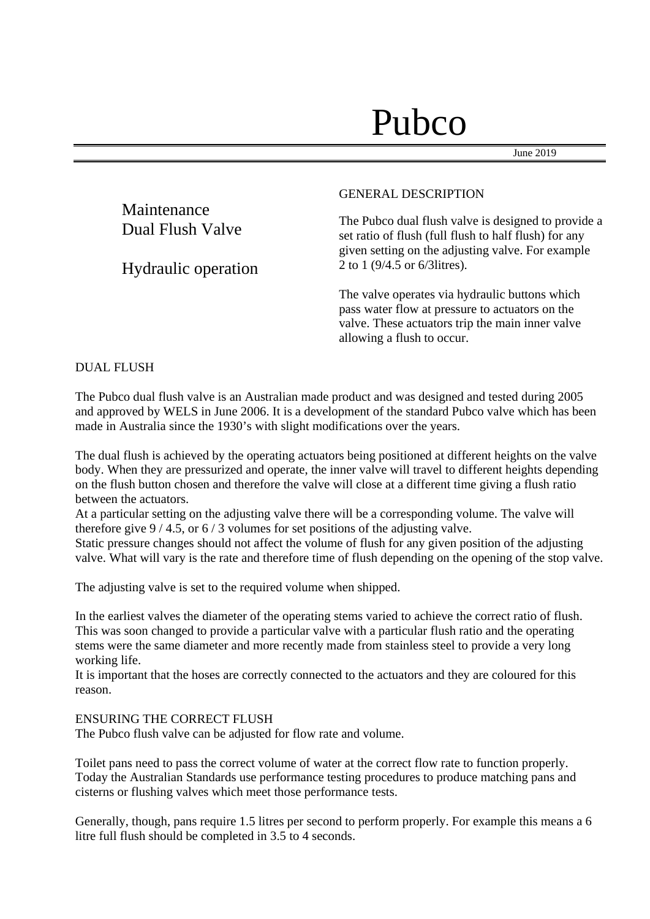# Pubco

June 2019

## Maintenance Dual Flush Valve

## Hydraulic operation

GENERAL DESCRIPTION

The Pubco dual flush valve is designed to provide a set ratio of flush (full flush to half flush) for any given setting on the adjusting valve. For example 2 to 1 (9/4.5 or 6/3litres).

The valve operates via hydraulic buttons which pass water flow at pressure to actuators on the valve. These actuators trip the main inner valve allowing a flush to occur.

DUAL FLUSH

The Pubco dual flush valve is an Australian made product and was designed and tested during 2005 and approved by WELS in June 2006. It is a development of the standard Pubco valve which has been made in Australia since the 1930's with slight modifications over the years.

The dual flush is achieved by the operating actuators being positioned at different heights on the valve body. When they are pressurized and operate, the inner valve will travel to different heights depending on the flush button chosen and therefore the valve will close at a different time giving a flush ratio between the actuators.
At a particular setting on the adjusting valve there will be a corresponding volume. The valve will therefore give 9 / 4.5, or 6 / 3 volumes for set positions of the adjusting valve.
Static pressure changes should not affect the volume of flush for any given position of the adjusting valve. What will vary is the rate and therefore time of flush depending on the opening of the stop valve.

The adjusting valve is set to the required volume when shipped.

In the earliest valves the diameter of the operating stems varied to achieve the correct ratio of flush. This was soon changed to provide a particular valve with a particular flush ratio and the operating stems were the same diameter and more recently made from stainless steel to provide a very long working life.
It is important that the hoses are correctly connected to the actuators and they are coloured for this reason.

ENSURING THE CORRECT FLUSH
The Pubco flush valve can be adjusted for flow rate and volume.

Toilet pans need to pass the correct volume of water at the correct flow rate to function properly. Today the Australian Standards use performance testing procedures to produce matching pans and cisterns or flushing valves which meet those performance tests.

Generally, though, pans require 1.5 litres per second to perform properly. For example this means a 6 litre full flush should be completed in 3.5 to 4 seconds.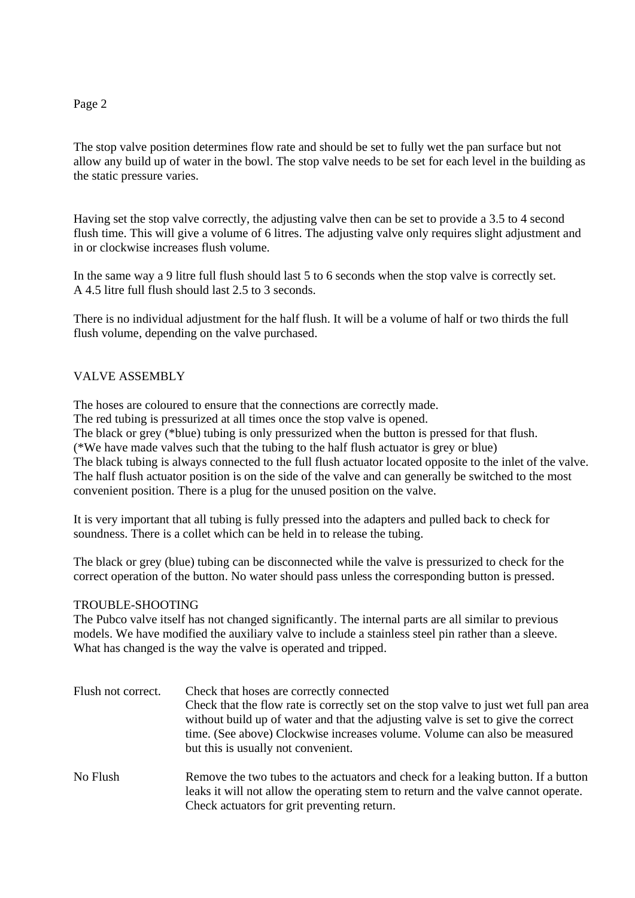The stop valve position determines flow rate and should be set to fully wet the pan surface but not allow any build up of water in the bowl. The stop valve needs to be set for each level in the building as the static pressure varies.

Having set the stop valve correctly, the adjusting valve then can be set to provide a 3.5 to 4 second flush time. This will give a volume of 6 litres. The adjusting valve only requires slight adjustment and in or clockwise increases flush volume.

In the same way a 9 litre full flush should last 5 to 6 seconds when the stop valve is correctly set.
A 4.5 litre full flush should last 2.5 to 3 seconds.

There is no individual adjustment for the half flush. It will be a volume of half or two thirds the full flush volume, depending on the valve purchased.

## VALVE ASSEMBLY

The hoses are coloured to ensure that the connections are correctly made.
The red tubing is pressurized at all times once the stop valve is opened.
The black or grey (*blue) tubing is only pressurized when the button is pressed for that flush.
(*We have made valves such that the tubing to the half flush actuator is grey or blue)
The black tubing is always connected to the full flush actuator located opposite to the inlet of the valve.
The half flush actuator position is on the side of the valve and can generally be switched to the most convenient position. There is a plug for the unused position on the valve.

It is very important that all tubing is fully pressed into the adapters and pulled back to check for soundness. There is a collet which can be held in to release the tubing.

The black or grey (blue) tubing can be disconnected while the valve is pressurized to check for the correct operation of the button. No water should pass unless the corresponding button is pressed.

## TROUBLE-SHOOTING

The Pubco valve itself has not changed significantly. The internal parts are all similar to previous models. We have modified the auxiliary valve to include a stainless steel pin rather than a sleeve. What has changed is the way the valve is operated and tripped.

| | |
|---|---|
| Flush not correct. | Check that hoses are correctly connected<br>Check that the flow rate is correctly set on the stop valve to just wet full pan area without build up of water and that the adjusting valve is set to give the correct time. (See above) Clockwise increases volume. Volume can also be measured but this is usually not convenient. |
| No Flush | Remove the two tubes to the actuators and check for a leaking button. If a button leaks it will not allow the operating stem to return and the valve cannot operate. Check actuators for grit preventing return. |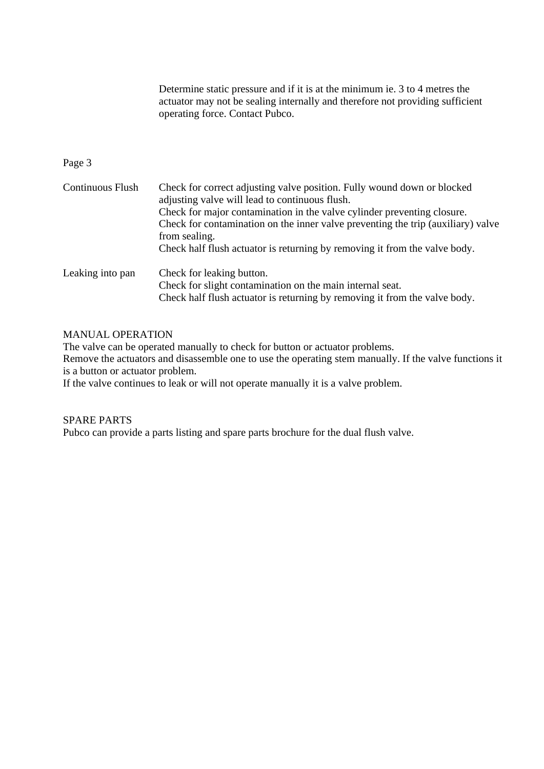| | |
|---|---|
| | Determine static pressure and if it is at the minimum ie. 3 to 4 metres the actuator may not be sealing internally and therefore not providing sufficient operating force. Contact Pubco. |
| Continuous Flush | Check for correct adjusting valve position. Fully wound down or blocked adjusting valve will lead to continuous flush.<br>Check for major contamination in the valve cylinder preventing closure.<br>Check for contamination on the inner valve preventing the trip (auxiliary) valve from sealing.<br>Check half flush actuator is returning by removing it from the valve body. |
| Leaking into pan | Check for leaking button.<br>Check for slight contamination on the main internal seat.<br>Check half flush actuator is returning by removing it from the valve body. |

## MANUAL OPERATION

The valve can be operated manually to check for button or actuator problems.
Remove the actuators and disassemble one to use the operating stem manually. If the valve functions it is a button or actuator problem.
If the valve continues to leak or will not operate manually it is a valve problem.

## SPARE PARTS

Pubco can provide a parts listing and spare parts brochure for the dual flush valve.